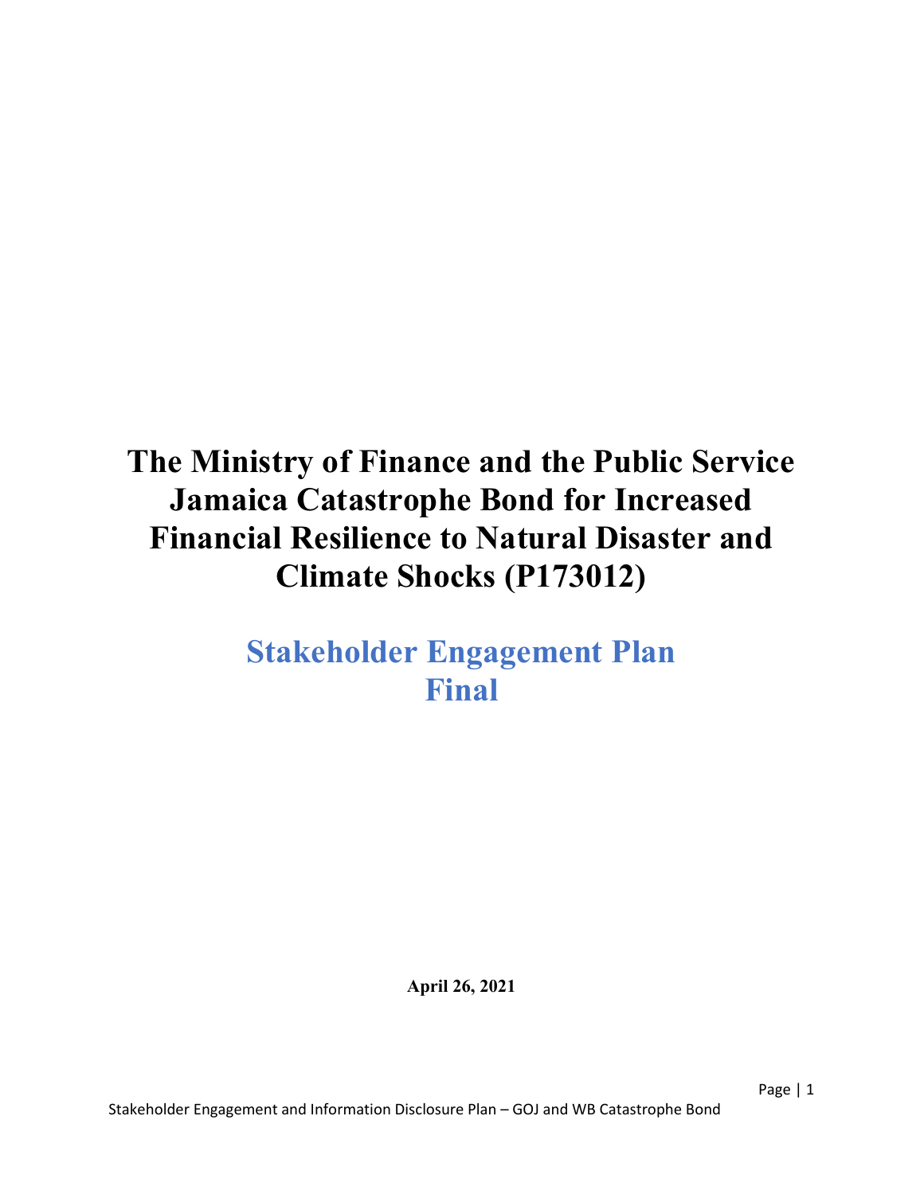# The Ministry of Finance and the Public Service Jamaica Catastrophe Bond for Increased Financial Resilience to Natural Disaster and Climate Shocks (P173012)

## Stakeholder Engagement Plan
## Final

**April 26, 2021**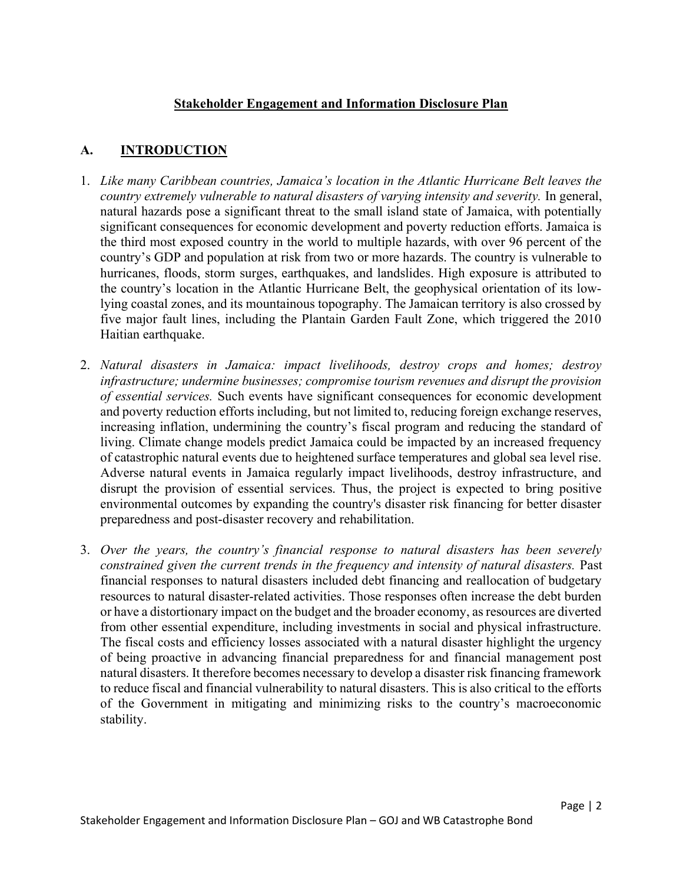**Stakeholder Engagement and Information Disclosure Plan**

## A. INTRODUCTION

1. *Like many Caribbean countries, Jamaica's location in the Atlantic Hurricane Belt leaves the country extremely vulnerable to natural disasters of varying intensity and severity.* In general, natural hazards pose a significant threat to the small island state of Jamaica, with potentially significant consequences for economic development and poverty reduction efforts. Jamaica is the third most exposed country in the world to multiple hazards, with over 96 percent of the country's GDP and population at risk from two or more hazards. The country is vulnerable to hurricanes, floods, storm surges, earthquakes, and landslides. High exposure is attributed to the country's location in the Atlantic Hurricane Belt, the geophysical orientation of its low-lying coastal zones, and its mountainous topography. The Jamaican territory is also crossed by five major fault lines, including the Plantain Garden Fault Zone, which triggered the 2010 Haitian earthquake.

2. *Natural disasters in Jamaica: impact livelihoods, destroy crops and homes; destroy infrastructure; undermine businesses; compromise tourism revenues and disrupt the provision of essential services.* Such events have significant consequences for economic development and poverty reduction efforts including, but not limited to, reducing foreign exchange reserves, increasing inflation, undermining the country's fiscal program and reducing the standard of living. Climate change models predict Jamaica could be impacted by an increased frequency of catastrophic natural events due to heightened surface temperatures and global sea level rise. Adverse natural events in Jamaica regularly impact livelihoods, destroy infrastructure, and disrupt the provision of essential services. Thus, the project is expected to bring positive environmental outcomes by expanding the country's disaster risk financing for better disaster preparedness and post-disaster recovery and rehabilitation.

3. *Over the years, the country's financial response to natural disasters has been severely constrained given the current trends in the frequency and intensity of natural disasters.* Past financial responses to natural disasters included debt financing and reallocation of budgetary resources to natural disaster-related activities. Those responses often increase the debt burden or have a distortionary impact on the budget and the broader economy, as resources are diverted from other essential expenditure, including investments in social and physical infrastructure. The fiscal costs and efficiency losses associated with a natural disaster highlight the urgency of being proactive in advancing financial preparedness for and financial management post natural disasters. It therefore becomes necessary to develop a disaster risk financing framework to reduce fiscal and financial vulnerability to natural disasters. This is also critical to the efforts of the Government in mitigating and minimizing risks to the country's macroeconomic stability.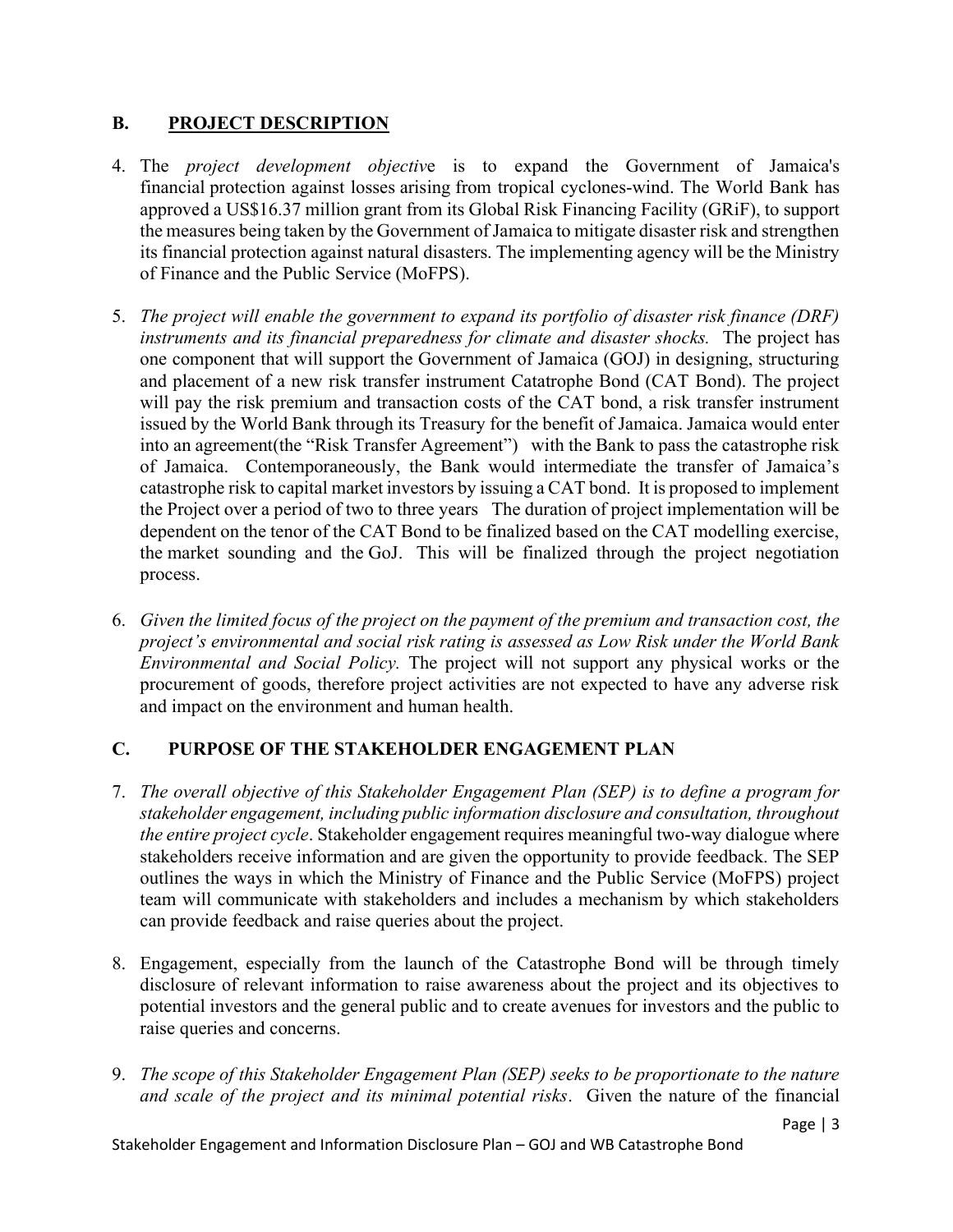## B. PROJECT DESCRIPTION

4. The *project development objective* is to expand the Government of Jamaica's financial protection against losses arising from tropical cyclones-wind. The World Bank has approved a US$16.37 million grant from its Global Risk Financing Facility (GRiF), to support the measures being taken by the Government of Jamaica to mitigate disaster risk and strengthen its financial protection against natural disasters. The implementing agency will be the Ministry of Finance and the Public Service (MoFPS).

5. *The project will enable the government to expand its portfolio of disaster risk finance (DRF) instruments and its financial preparedness for climate and disaster shocks.* The project has one component that will support the Government of Jamaica (GOJ) in designing, structuring and placement of a new risk transfer instrument Catatrophe Bond (CAT Bond). The project will pay the risk premium and transaction costs of the CAT bond, a risk transfer instrument issued by the World Bank through its Treasury for the benefit of Jamaica. Jamaica would enter into an agreement(the "Risk Transfer Agreement") with the Bank to pass the catastrophe risk of Jamaica. Contemporaneously, the Bank would intermediate the transfer of Jamaica's catastrophe risk to capital market investors by issuing a CAT bond. It is proposed to implement the Project over a period of two to three years The duration of project implementation will be dependent on the tenor of the CAT Bond to be finalized based on the CAT modelling exercise, the market sounding and the GoJ. This will be finalized through the project negotiation process.

6. *Given the limited focus of the project on the payment of the premium and transaction cost, the project's environmental and social risk rating is assessed as Low Risk under the World Bank Environmental and Social Policy.* The project will not support any physical works or the procurement of goods, therefore project activities are not expected to have any adverse risk and impact on the environment and human health.

## C. PURPOSE OF THE STAKEHOLDER ENGAGEMENT PLAN

7. *The overall objective of this Stakeholder Engagement Plan (SEP) is to define a program for stakeholder engagement, including public information disclosure and consultation, throughout the entire project cycle*. Stakeholder engagement requires meaningful two-way dialogue where stakeholders receive information and are given the opportunity to provide feedback. The SEP outlines the ways in which the Ministry of Finance and the Public Service (MoFPS) project team will communicate with stakeholders and includes a mechanism by which stakeholders can provide feedback and raise queries about the project.

8. Engagement, especially from the launch of the Catastrophe Bond will be through timely disclosure of relevant information to raise awareness about the project and its objectives to potential investors and the general public and to create avenues for investors and the public to raise queries and concerns.

9. *The scope of this Stakeholder Engagement Plan (SEP) seeks to be proportionate to the nature and scale of the project and its minimal potential risks*. Given the nature of the financial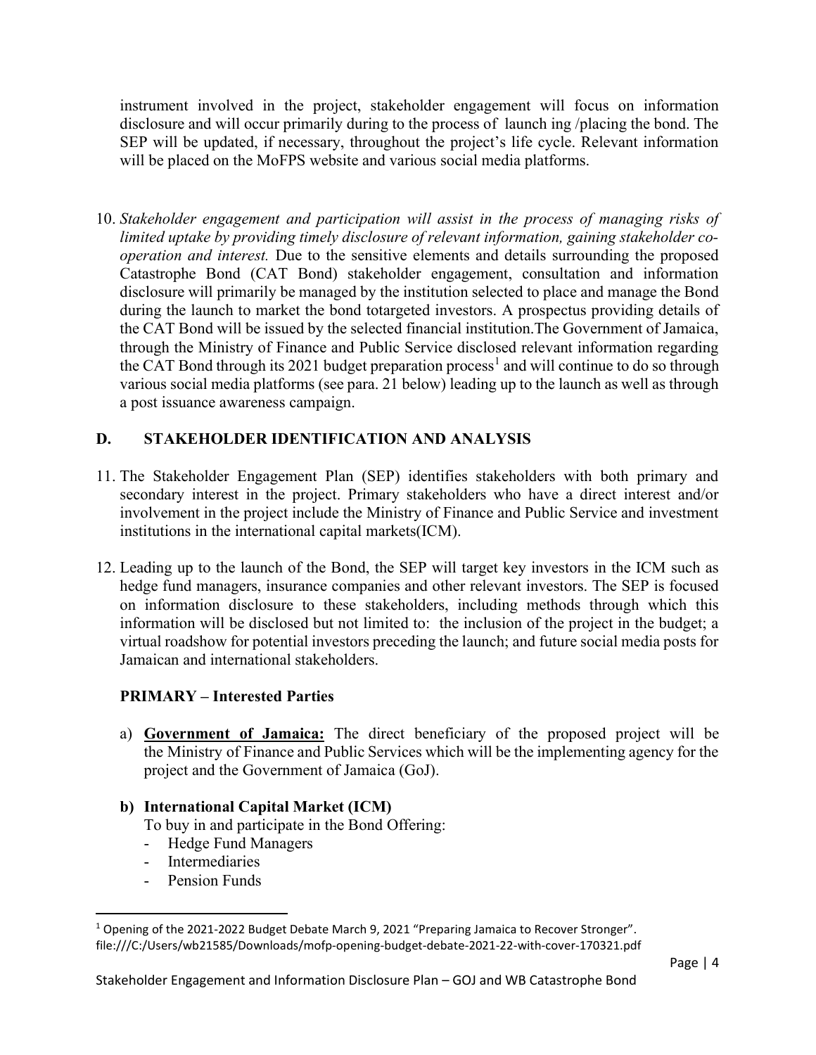instrument involved in the project, stakeholder engagement will focus on information disclosure and will occur primarily during to the process of launch ing /placing the bond. The SEP will be updated, if necessary, throughout the project's life cycle. Relevant information will be placed on the MoFPS website and various social media platforms.

10. *Stakeholder engagement and participation will assist in the process of managing risks of limited uptake by providing timely disclosure of relevant information, gaining stakeholder co-operation and interest.* Due to the sensitive elements and details surrounding the proposed Catastrophe Bond (CAT Bond) stakeholder engagement, consultation and information disclosure will primarily be managed by the institution selected to place and manage the Bond during the launch to market the bond totargeted investors. A prospectus providing details of the CAT Bond will be issued by the selected financial institution.The Government of Jamaica, through the Ministry of Finance and Public Service disclosed relevant information regarding the CAT Bond through its 2021 budget preparation process[1] and will continue to do so through various social media platforms (see para. 21 below) leading up to the launch as well as through a post issuance awareness campaign.

## D. STAKEHOLDER IDENTIFICATION AND ANALYSIS

11. The Stakeholder Engagement Plan (SEP) identifies stakeholders with both primary and secondary interest in the project. Primary stakeholders who have a direct interest and/or involvement in the project include the Ministry of Finance and Public Service and investment institutions in the international capital markets(ICM).

12. Leading up to the launch of the Bond, the SEP will target key investors in the ICM such as hedge fund managers, insurance companies and other relevant investors. The SEP is focused on information disclosure to these stakeholders, including methods through which this information will be disclosed but not limited to: the inclusion of the project in the budget; a virtual roadshow for potential investors preceding the launch; and future social media posts for Jamaican and international stakeholders.

### PRIMARY – Interested Parties

a) **<u>Government of Jamaica:</u>** The direct beneficiary of the proposed project will be the Ministry of Finance and Public Services which will be the implementing agency for the project and the Government of Jamaica (GoJ).

b) **International Capital Market (ICM)**

   To buy in and participate in the Bond Offering:
   - Hedge Fund Managers
   - Intermediaries
   - Pension Funds

---

[1] Opening of the 2021-2022 Budget Debate March 9, 2021 "Preparing Jamaica to Recover Stronger". file:///C:/Users/wb21585/Downloads/mofp-opening-budget-debate-2021-22-with-cover-170321.pdf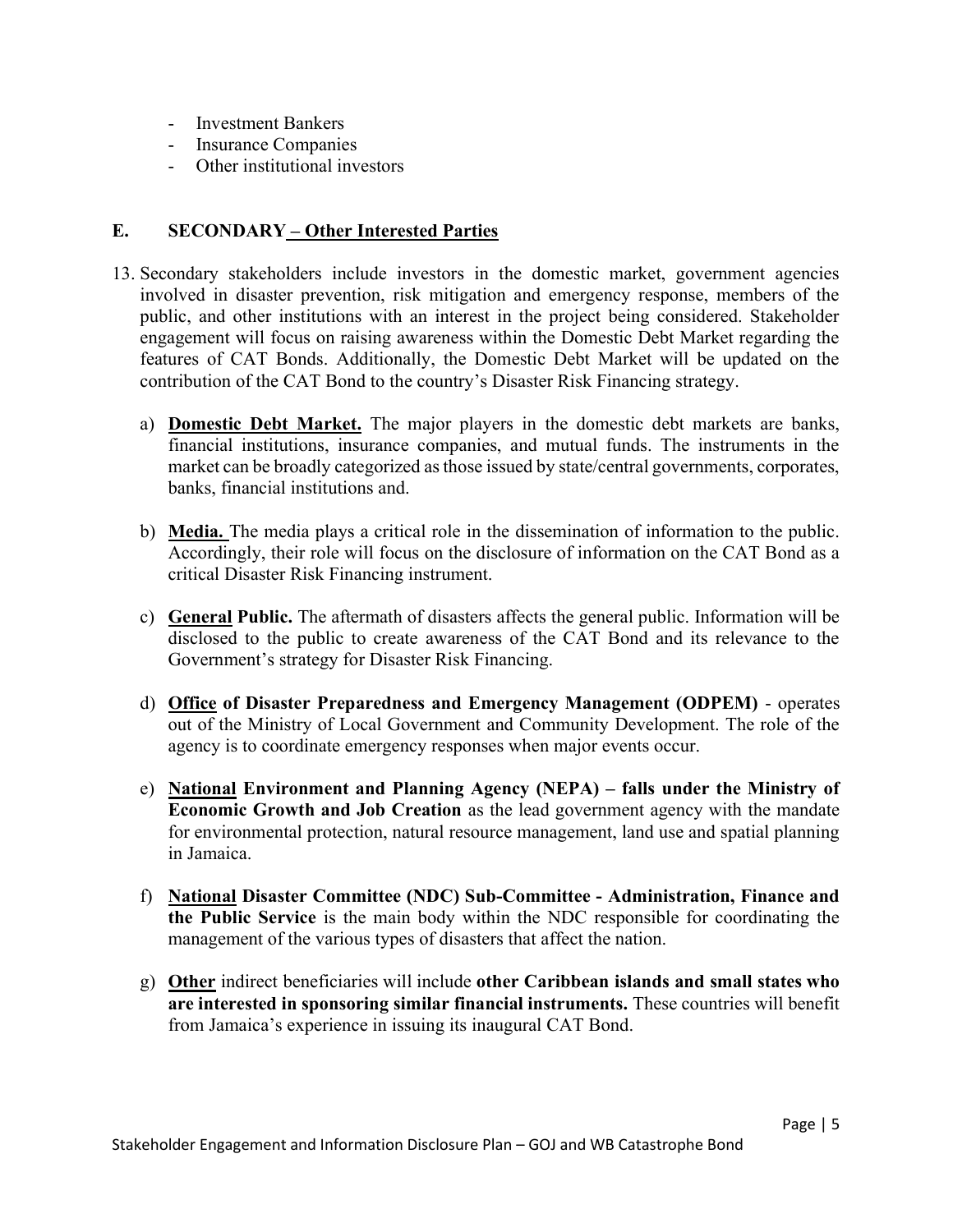- Investment Bankers
- Insurance Companies
- Other institutional investors

## E. SECONDARY – Other Interested Parties

13. Secondary stakeholders include investors in the domestic market, government agencies involved in disaster prevention, risk mitigation and emergency response, members of the public, and other institutions with an interest in the project being considered. Stakeholder engagement will focus on raising awareness within the Domestic Debt Market regarding the features of CAT Bonds. Additionally, the Domestic Debt Market will be updated on the contribution of the CAT Bond to the country's Disaster Risk Financing strategy.

    a) **Domestic Debt Market.** The major players in the domestic debt markets are banks, financial institutions, insurance companies, and mutual funds. The instruments in the market can be broadly categorized as those issued by state/central governments, corporates, banks, financial institutions and.

    b) **Media.** The media plays a critical role in the dissemination of information to the public. Accordingly, their role will focus on the disclosure of information on the CAT Bond as a critical Disaster Risk Financing instrument.

    c) **General Public.** The aftermath of disasters affects the general public. Information will be disclosed to the public to create awareness of the CAT Bond and its relevance to the Government's strategy for Disaster Risk Financing.

    d) **Office of Disaster Preparedness and Emergency Management (ODPEM)** - operates out of the Ministry of Local Government and Community Development. The role of the agency is to coordinate emergency responses when major events occur.

    e) **National Environment and Planning Agency (NEPA) – falls under the Ministry of Economic Growth and Job Creation** as the lead government agency with the mandate for environmental protection, natural resource management, land use and spatial planning in Jamaica.

    f) **National Disaster Committee (NDC) Sub-Committee - Administration, Finance and the Public Service** is the main body within the NDC responsible for coordinating the management of the various types of disasters that affect the nation.

    g) **Other** indirect beneficiaries will include **other Caribbean islands and small states who are interested in sponsoring similar financial instruments.** These countries will benefit from Jamaica's experience in issuing its inaugural CAT Bond.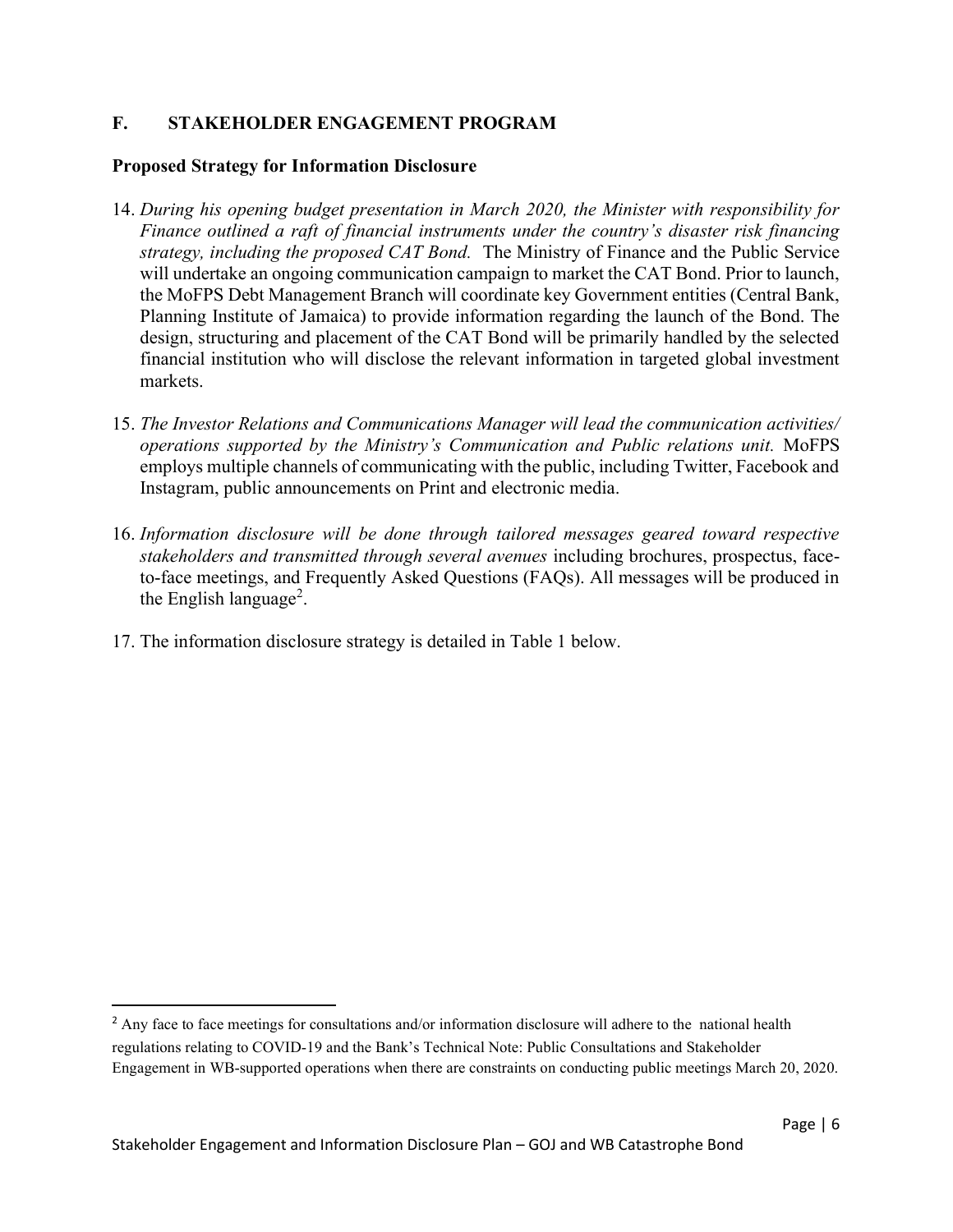## F. STAKEHOLDER ENGAGEMENT PROGRAM

### Proposed Strategy for Information Disclosure

14. *During his opening budget presentation in March 2020, the Minister with responsibility for Finance outlined a raft of financial instruments under the country's disaster risk financing strategy, including the proposed CAT Bond.* The Ministry of Finance and the Public Service will undertake an ongoing communication campaign to market the CAT Bond. Prior to launch, the MoFPS Debt Management Branch will coordinate key Government entities (Central Bank, Planning Institute of Jamaica) to provide information regarding the launch of the Bond. The design, structuring and placement of the CAT Bond will be primarily handled by the selected financial institution who will disclose the relevant information in targeted global investment markets.

15. *The Investor Relations and Communications Manager will lead the communication activities/ operations supported by the Ministry's Communication and Public relations unit.* MoFPS employs multiple channels of communicating with the public, including Twitter, Facebook and Instagram, public announcements on Print and electronic media.

16. *Information disclosure will be done through tailored messages geared toward respective stakeholders and transmitted through several avenues* including brochures, prospectus, face-to-face meetings, and Frequently Asked Questions (FAQs). All messages will be produced in the English language[2].

17. The information disclosure strategy is detailed in Table 1 below.

---

[2] Any face to face meetings for consultations and/or information disclosure will adhere to the national health regulations relating to COVID-19 and the Bank's Technical Note: Public Consultations and Stakeholder Engagement in WB-supported operations when there are constraints on conducting public meetings March 20, 2020.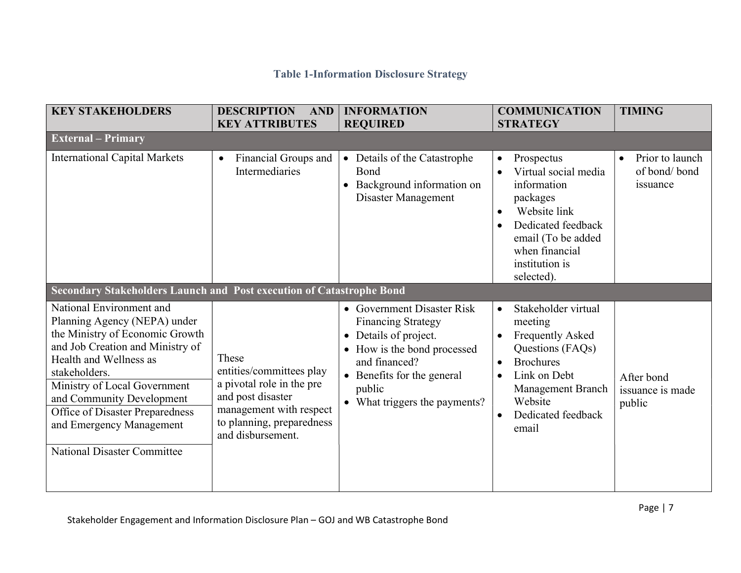**Table 1-Information Disclosure Strategy**

| KEY STAKEHOLDERS | DESCRIPTION AND KEY ATTRIBUTES | INFORMATION REQUIRED | COMMUNICATION STRATEGY | TIMING |
|---|---|---|---|---|
| **External – Primary** | | | | |
| International Capital Markets | • Financial Groups and Intermediaries | • Details of the Catastrophe Bond<br>• Background information on Disaster Management | • Prospectus<br>• Virtual social media information packages<br>• Website link<br>• Dedicated feedback email (To be added when financial institution is selected). | • Prior to launch of bond/ bond issuance |
| **Secondary Stakeholders Launch and Post execution of Catastrophe Bond** | | | | |
| National Environment and Planning Agency (NEPA) under the Ministry of Economic Growth and Job Creation and Ministry of Health and Wellness as stakeholders.<br>Ministry of Local Government and Community Development<br>Office of Disaster Preparedness and Emergency Management<br>National Disaster Committee | These entities/committees play a pivotal role in the pre and post disaster management with respect to planning, preparedness and disbursement. | • Government Disaster Risk Financing Strategy<br>• Details of project.<br>• How is the bond processed and financed?<br>• Benefits for the general public<br>• What triggers the payments? | • Stakeholder virtual meeting<br>• Frequently Asked Questions (FAQs)<br>• Brochures<br>• Link on Debt Management Branch Website<br>• Dedicated feedback email | After bond issuance is made public |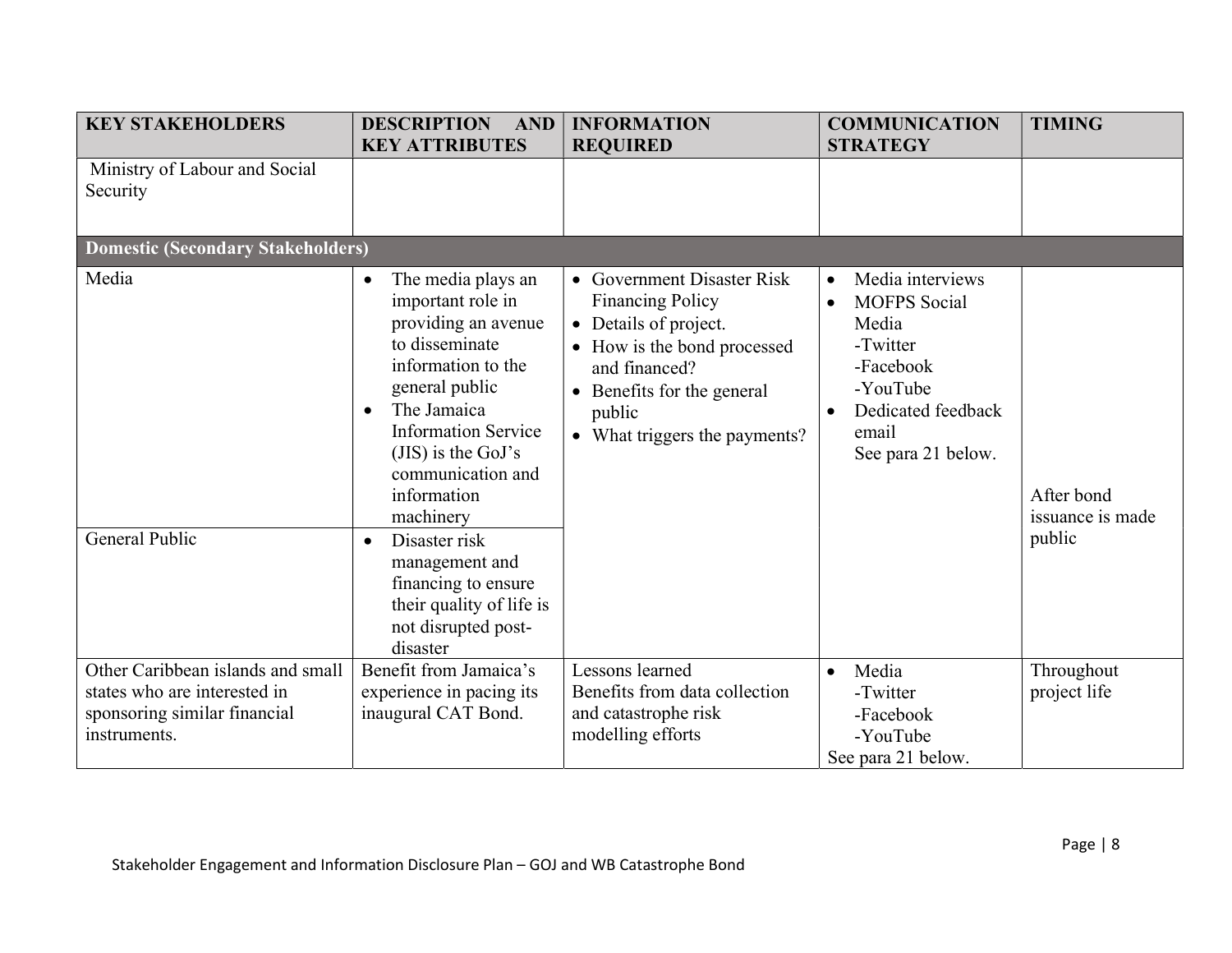| KEY STAKEHOLDERS | DESCRIPTION AND KEY ATTRIBUTES | INFORMATION REQUIRED | COMMUNICATION STRATEGY | TIMING |
|---|---|---|---|---|
| Ministry of Labour and Social Security | | | | |
| **Domestic (Secondary Stakeholders)** | | | | |
| Media | • The media plays an important role in providing an avenue to disseminate information to the general public<br>• The Jamaica Information Service (JIS) is the GoJ's communication and information machinery | • Government Disaster Risk Financing Policy<br>• Details of project.<br>• How is the bond processed and financed?<br>• Benefits for the general public<br>• What triggers the payments? | • Media interviews<br>• MOFPS Social Media<br>-Twitter<br>-Facebook<br>-YouTube<br>• Dedicated feedback email<br>See para 21 below. | After bond issuance is made public |
| General Public | • Disaster risk management and financing to ensure their quality of life is not disrupted post-disaster | | | |
| Other Caribbean islands and small states who are interested in sponsoring similar financial instruments. | Benefit from Jamaica's experience in pacing its inaugural CAT Bond. | Lessons learned<br>Benefits from data collection and catastrophe risk modelling efforts | • Media<br>-Twitter<br>-Facebook<br>-YouTube<br>See para 21 below. | Throughout project life |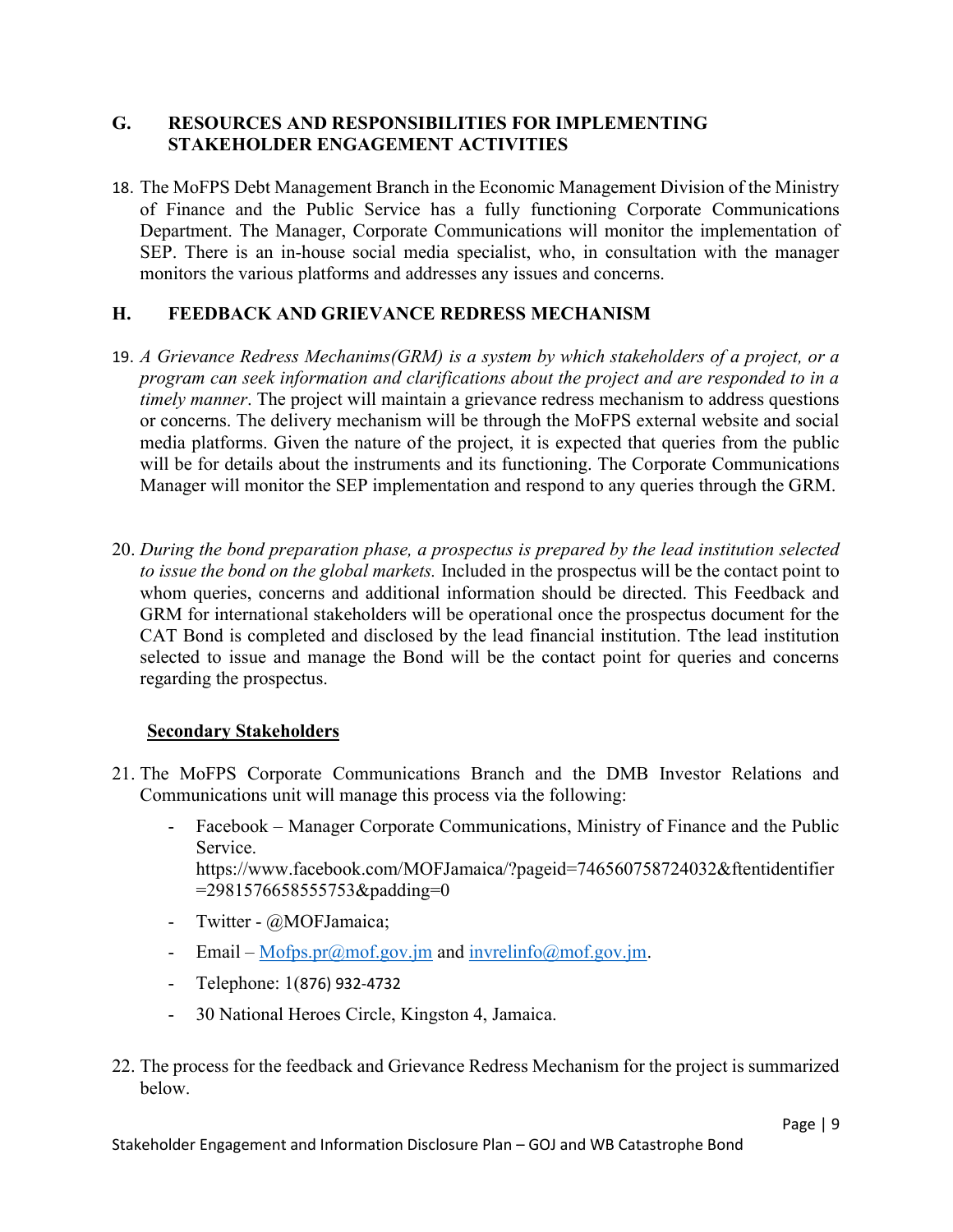## G. RESOURCES AND RESPONSIBILITIES FOR IMPLEMENTING STAKEHOLDER ENGAGEMENT ACTIVITIES

18. The MoFPS Debt Management Branch in the Economic Management Division of the Ministry of Finance and the Public Service has a fully functioning Corporate Communications Department. The Manager, Corporate Communications will monitor the implementation of SEP. There is an in-house social media specialist, who, in consultation with the manager monitors the various platforms and addresses any issues and concerns.

## H. FEEDBACK AND GRIEVANCE REDRESS MECHANISM

19. *A Grievance Redress Mechanims(GRM) is a system by which stakeholders of a project, or a program can seek information and clarifications about the project and are responded to in a timely manner*. The project will maintain a grievance redress mechanism to address questions or concerns. The delivery mechanism will be through the MoFPS external website and social media platforms. Given the nature of the project, it is expected that queries from the public will be for details about the instruments and its functioning. The Corporate Communications Manager will monitor the SEP implementation and respond to any queries through the GRM.

20. *During the bond preparation phase, a prospectus is prepared by the lead institution selected to issue the bond on the global markets.* Included in the prospectus will be the contact point to whom queries, concerns and additional information should be directed. This Feedback and GRM for international stakeholders will be operational once the prospectus document for the CAT Bond is completed and disclosed by the lead financial institution. Tthe lead institution selected to issue and manage the Bond will be the contact point for queries and concerns regarding the prospectus.

**Secondary Stakeholders**

21. The MoFPS Corporate Communications Branch and the DMB Investor Relations and Communications unit will manage this process via the following:
    - Facebook – Manager Corporate Communications, Ministry of Finance and the Public Service. https://www.facebook.com/MOFJamaica/?pageid=746560758724032&ftentidentifier=2981576658555753&padding=0
    - Twitter - @MOFJamaica;
    - Email – Mofps.pr@mof.gov.jm and invrelinfo@mof.gov.jm.
    - Telephone: 1(876) 932-4732
    - 30 National Heroes Circle, Kingston 4, Jamaica.

22. The process for the feedback and Grievance Redress Mechanism for the project is summarized below.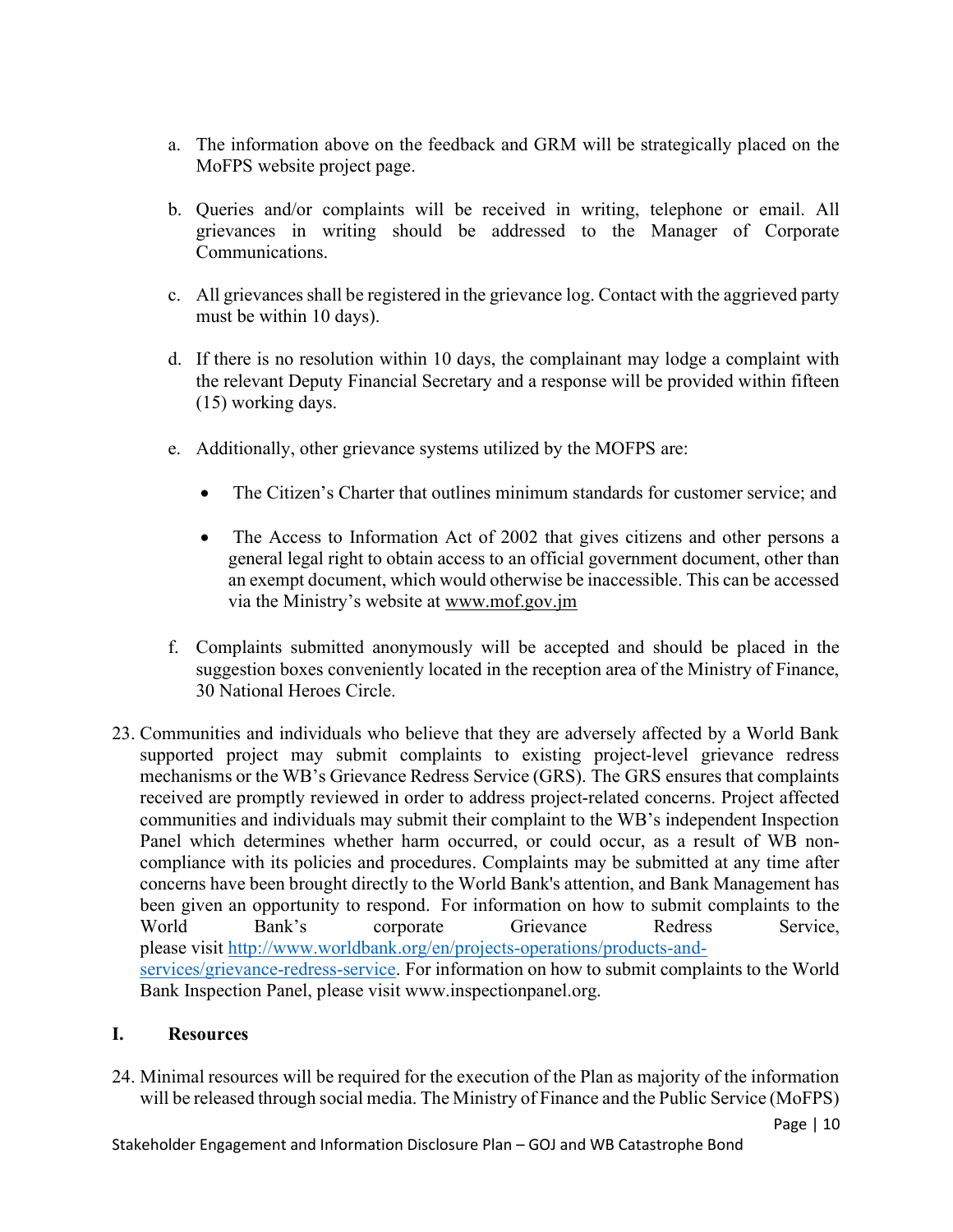a. The information above on the feedback and GRM will be strategically placed on the MoFPS website project page.

b. Queries and/or complaints will be received in writing, telephone or email. All grievances in writing should be addressed to the Manager of Corporate Communications.

c. All grievances shall be registered in the grievance log. Contact with the aggrieved party must be within 10 days).

d. If there is no resolution within 10 days, the complainant may lodge a complaint with the relevant Deputy Financial Secretary and a response will be provided within fifteen (15) working days.

e. Additionally, other grievance systems utilized by the MOFPS are:

   - The Citizen's Charter that outlines minimum standards for customer service; and

   - The Access to Information Act of 2002 that gives citizens and other persons a general legal right to obtain access to an official government document, other than an exempt document, which would otherwise be inaccessible. This can be accessed via the Ministry's website at www.mof.gov.jm

f. Complaints submitted anonymously will be accepted and should be placed in the suggestion boxes conveniently located in the reception area of the Ministry of Finance, 30 National Heroes Circle.

23. Communities and individuals who believe that they are adversely affected by a World Bank supported project may submit complaints to existing project-level grievance redress mechanisms or the WB's Grievance Redress Service (GRS). The GRS ensures that complaints received are promptly reviewed in order to address project-related concerns. Project affected communities and individuals may submit their complaint to the WB's independent Inspection Panel which determines whether harm occurred, or could occur, as a result of WB non-compliance with its policies and procedures. Complaints may be submitted at any time after concerns have been brought directly to the World Bank's attention, and Bank Management has been given an opportunity to respond. For information on how to submit complaints to the World Bank's corporate Grievance Redress Service, please visit http://www.worldbank.org/en/projects-operations/products-and-services/grievance-redress-service. For information on how to submit complaints to the World Bank Inspection Panel, please visit www.inspectionpanel.org.

## I. Resources

24. Minimal resources will be required for the execution of the Plan as majority of the information will be released through social media. The Ministry of Finance and the Public Service (MoFPS)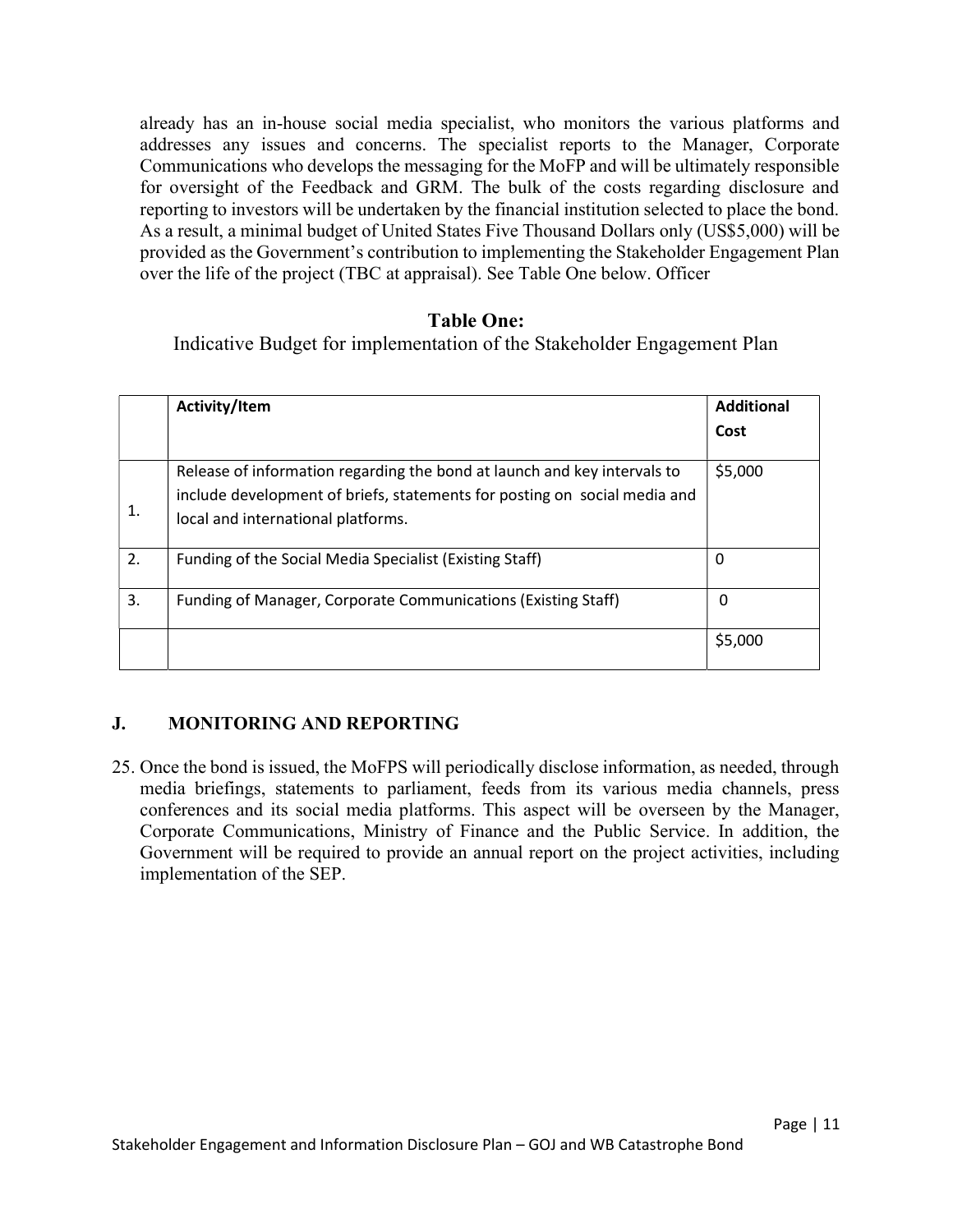already has an in-house social media specialist, who monitors the various platforms and addresses any issues and concerns. The specialist reports to the Manager, Corporate Communications who develops the messaging for the MoFP and will be ultimately responsible for oversight of the Feedback and GRM. The bulk of the costs regarding disclosure and reporting to investors will be undertaken by the financial institution selected to place the bond. As a result, a minimal budget of United States Five Thousand Dollars only (US$5,000) will be provided as the Government's contribution to implementing the Stakeholder Engagement Plan over the life of the project (TBC at appraisal). See Table One below. Officer

**Table One:**

Indicative Budget for implementation of the Stakeholder Engagement Plan

| | Activity/Item | Additional Cost |
|---|---|---|
| 1. | Release of information regarding the bond at launch and key intervals to include development of briefs, statements for posting on social media and local and international platforms. | $5,000 |
| 2. | Funding of the Social Media Specialist (Existing Staff) | 0 |
| 3. | Funding of Manager, Corporate Communications (Existing Staff) | 0 |
| | | $5,000 |

## J. MONITORING AND REPORTING

25. Once the bond is issued, the MoFPS will periodically disclose information, as needed, through media briefings, statements to parliament, feeds from its various media channels, press conferences and its social media platforms. This aspect will be overseen by the Manager, Corporate Communications, Ministry of Finance and the Public Service. In addition, the Government will be required to provide an annual report on the project activities, including implementation of the SEP.